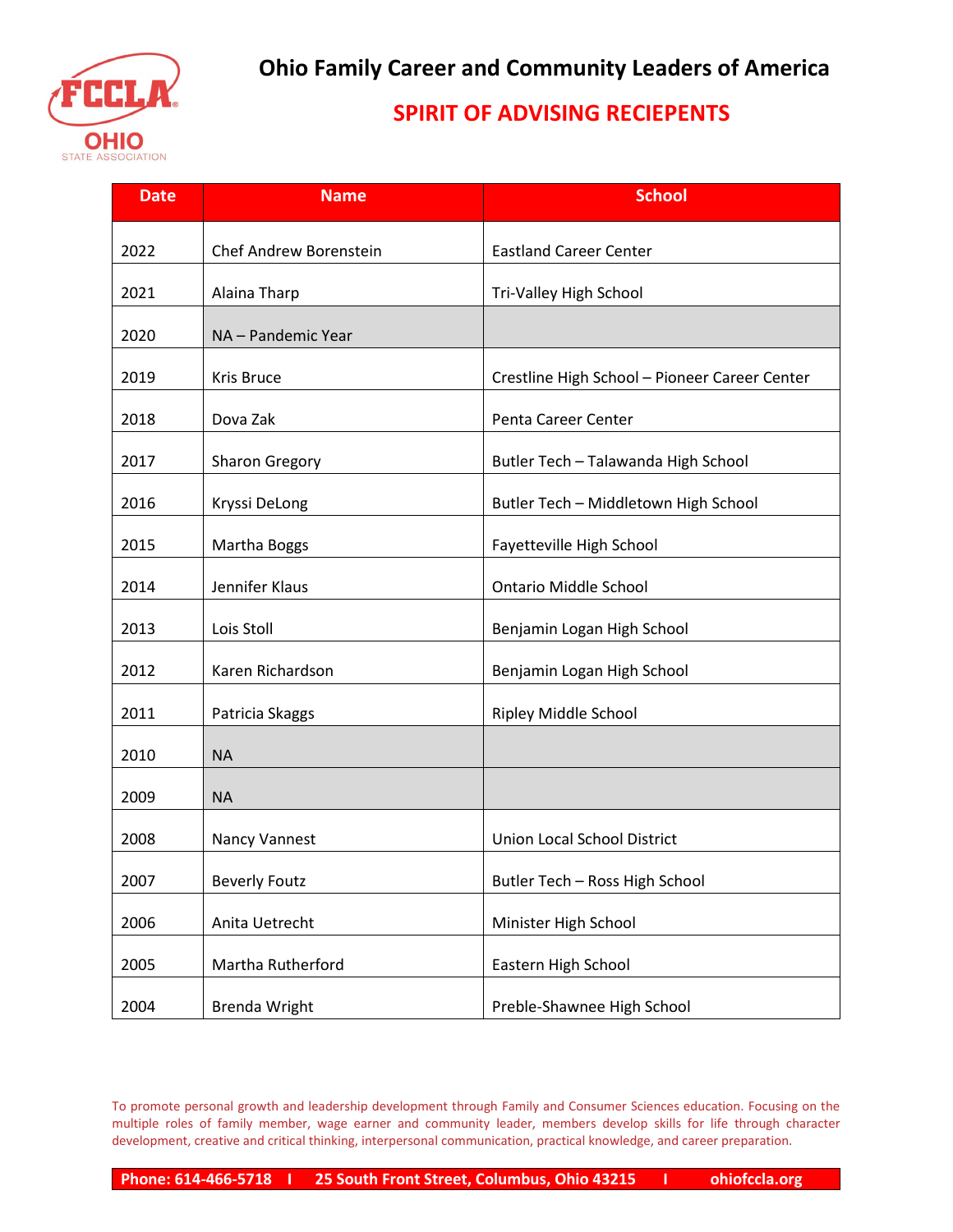# Ohio Family Career and Community Leaders of America

## SPIRIT OF ADVISING RECIEPENTS

| Date | Name | School |
|---|---|---|
| 2022 | Chef Andrew Borenstein | Eastland Career Center |
| 2021 | Alaina Tharp | Tri-Valley High School |
| 2020 | NA – Pandemic Year | |
| 2019 | Kris Bruce | Crestline High School – Pioneer Career Center |
| 2018 | Dova Zak | Penta Career Center |
| 2017 | Sharon Gregory | Butler Tech – Talawanda High School |
| 2016 | Kryssi DeLong | Butler Tech – Middletown High School |
| 2015 | Martha Boggs | Fayetteville High School |
| 2014 | Jennifer Klaus | Ontario Middle School |
| 2013 | Lois Stoll | Benjamin Logan High School |
| 2012 | Karen Richardson | Benjamin Logan High School |
| 2011 | Patricia Skaggs | Ripley Middle School |
| 2010 | NA | |
| 2009 | NA | |
| 2008 | Nancy Vannest | Union Local School District |
| 2007 | Beverly Foutz | Butler Tech – Ross High School |
| 2006 | Anita Uetrecht | Minister High School |
| 2005 | Martha Rutherford | Eastern High School |
| 2004 | Brenda Wright | Preble-Shawnee High School |

To promote personal growth and leadership development through Family and Consumer Sciences education. Focusing on the multiple roles of family member, wage earner and community leader, members develop skills for life through character development, creative and critical thinking, interpersonal communication, practical knowledge, and career preparation.

**Phone: 614-466-5718 | 25 South Front Street, Columbus, Ohio 43215 | ohiofccla.org**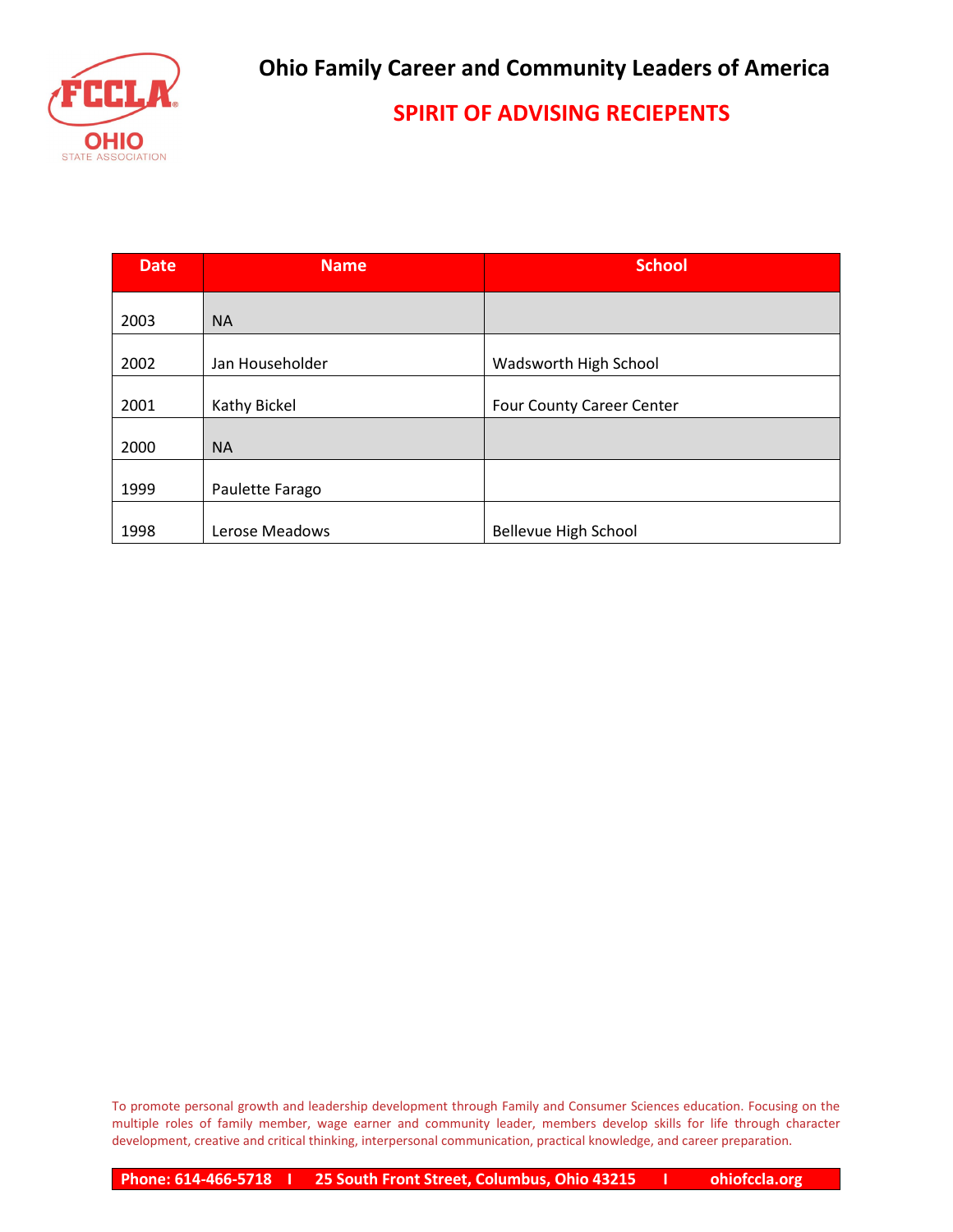# Ohio Family Career and Community Leaders of America

## SPIRIT OF ADVISING RECIEPENTS

| Date | Name | School |
|---|---|---|
| 2003 | NA | |
| 2002 | Jan Householder | Wadsworth High School |
| 2001 | Kathy Bickel | Four County Career Center |
| 2000 | NA | |
| 1999 | Paulette Farago | |
| 1998 | Lerose Meadows | Bellevue High School |

To promote personal growth and leadership development through Family and Consumer Sciences education. Focusing on the multiple roles of family member, wage earner and community leader, members develop skills for life through character development, creative and critical thinking, interpersonal communication, practical knowledge, and career preparation.

**Phone: 614-466-5718 I 25 South Front Street, Columbus, Ohio 43215 I ohiofccla.org**